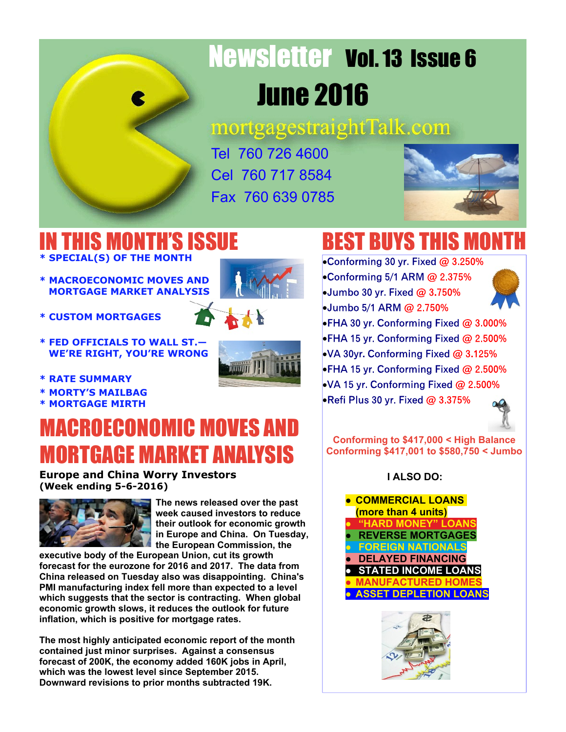# Newsletter Vol. 13 Issue 6

## June 2016

mortgagestraightTalk.com

Tel 760 726 4600
Cel 760 717 8584
Fax 760 639 0785

## IN THIS MONTH'S ISSUE

* SPECIAL(S) OF THE MONTH
* MACROECONOMIC MOVES AND MORTGAGE MARKET ANALYSIS
* CUSTOM MORTGAGES
* FED OFFICIALS TO WALL ST.— WE'RE RIGHT, YOU'RE WRONG
* RATE SUMMARY
* MORTY'S MAILBAG
* MORTGAGE MIRTH

## MACROECONOMIC MOVES AND MORTGAGE MARKET ANALYSIS

**Europe and China Worry Investors (Week ending 5-6-2016)**

**The news released over the past week caused investors to reduce their outlook for economic growth in Europe and China. On Tuesday, the European Commission, the executive body of the European Union, cut its growth forecast for the eurozone for 2016 and 2017. The data from China released on Tuesday also was disappointing. China's PMI manufacturing index fell more than expected to a level which suggests that the sector is contracting. When global economic growth slows, it reduces the outlook for future inflation, which is positive for mortgage rates.**

**The most highly anticipated economic report of the month contained just minor surprises. Against a consensus forecast of 200K, the economy added 160K jobs in April, which was the lowest level since September 2015. Downward revisions to prior months subtracted 19K.**

## BEST BUYS THIS MONTH

- Conforming 30 yr. Fixed @ 3.250%
- Conforming 5/1 ARM @ 2.375%
- Jumbo 30 yr. Fixed @ 3.750%
- Jumbo 5/1 ARM @ 2.750%
- FHA 30 yr. Conforming Fixed @ 3.000%
- FHA 15 yr. Conforming Fixed @ 2.500%
- VA 30yr. Conforming Fixed @ 3.125%
- FHA 15 yr. Conforming Fixed @ 2.500%
- VA 15 yr. Conforming Fixed @ 2.500%
- Refi Plus 30 yr. Fixed @ 3.375%

**Conforming to $417,000 < High Balance Conforming $417,001 to $580,750 < Jumbo**

**I ALSO DO:**

- **COMMERCIAL LOANS (more than 4 units)**
- **"HARD MONEY" LOANS**
- **REVERSE MORTGAGES**
- **FOREIGN NATIONALS**
- **DELAYED FINANCING**
- **STATED INCOME LOANS**
- **MANUFACTURED HOMES**
- **ASSET DEPLETION LOANS**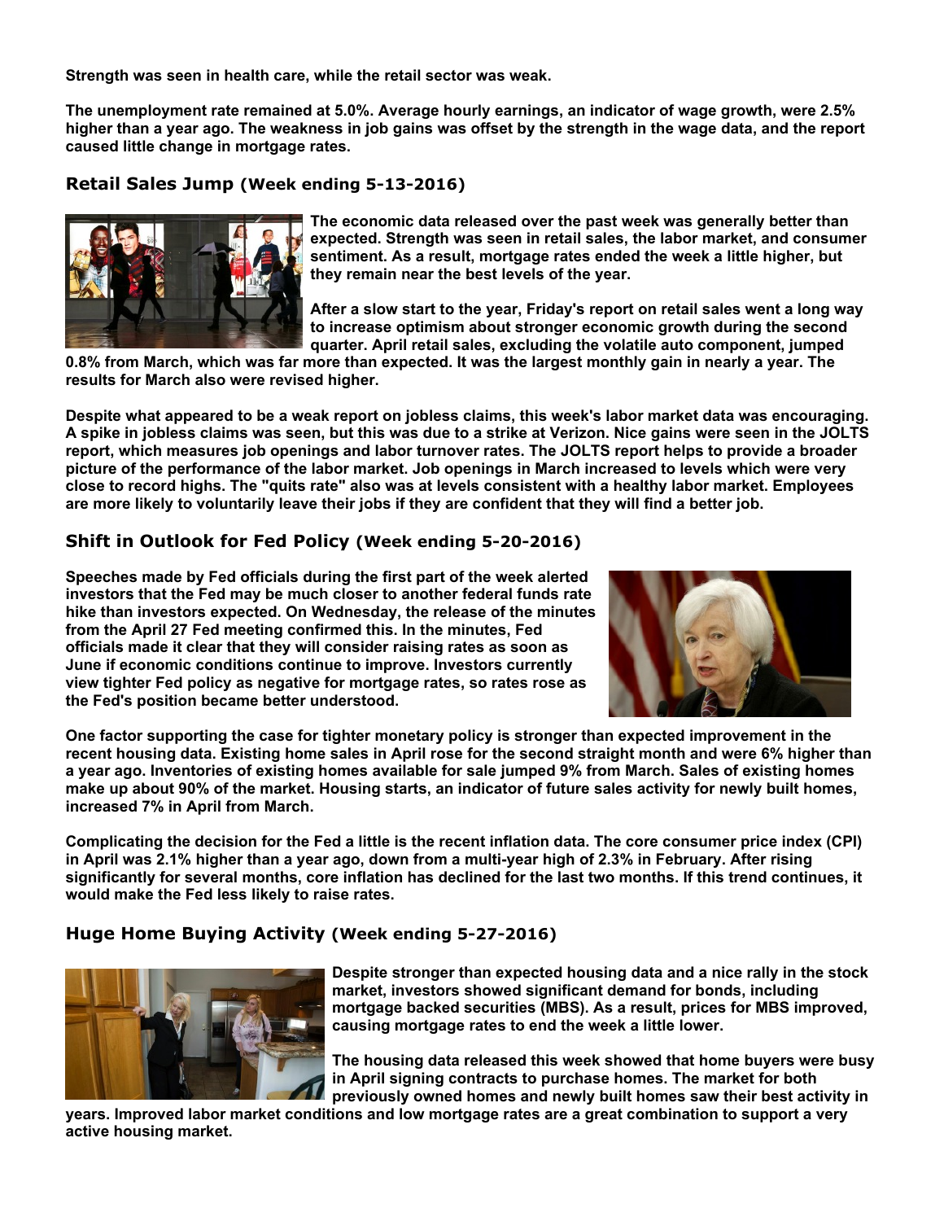**Strength was seen in health care, while the retail sector was weak.**

**The unemployment rate remained at 5.0%. Average hourly earnings, an indicator of wage growth, were 2.5% higher than a year ago. The weakness in job gains was offset by the strength in the wage data, and the report caused little change in mortgage rates.**

### Retail Sales Jump (Week ending 5-13-2016)

**The economic data released over the past week was generally better than expected. Strength was seen in retail sales, the labor market, and consumer sentiment. As a result, mortgage rates ended the week a little higher, but they remain near the best levels of the year.**

**After a slow start to the year, Friday's report on retail sales went a long way to increase optimism about stronger economic growth during the second quarter. April retail sales, excluding the volatile auto component, jumped 0.8% from March, which was far more than expected. It was the largest monthly gain in nearly a year. The results for March also were revised higher.**

**Despite what appeared to be a weak report on jobless claims, this week's labor market data was encouraging. A spike in jobless claims was seen, but this was due to a strike at Verizon. Nice gains were seen in the JOLTS report, which measures job openings and labor turnover rates. The JOLTS report helps to provide a broader picture of the performance of the labor market. Job openings in March increased to levels which were very close to record highs. The "quits rate" also was at levels consistent with a healthy labor market. Employees are more likely to voluntarily leave their jobs if they are confident that they will find a better job.**

### Shift in Outlook for Fed Policy (Week ending 5-20-2016)

**Speeches made by Fed officials during the first part of the week alerted investors that the Fed may be much closer to another federal funds rate hike than investors expected. On Wednesday, the release of the minutes from the April 27 Fed meeting confirmed this. In the minutes, Fed officials made it clear that they will consider raising rates as soon as June if economic conditions continue to improve. Investors currently view tighter Fed policy as negative for mortgage rates, so rates rose as the Fed's position became better understood.**

**One factor supporting the case for tighter monetary policy is stronger than expected improvement in the recent housing data. Existing home sales in April rose for the second straight month and were 6% higher than a year ago. Inventories of existing homes available for sale jumped 9% from March. Sales of existing homes make up about 90% of the market. Housing starts, an indicator of future sales activity for newly built homes, increased 7% in April from March.**

**Complicating the decision for the Fed a little is the recent inflation data. The core consumer price index (CPI) in April was 2.1% higher than a year ago, down from a multi-year high of 2.3% in February. After rising significantly for several months, core inflation has declined for the last two months. If this trend continues, it would make the Fed less likely to raise rates.**

### Huge Home Buying Activity (Week ending 5-27-2016)

**Despite stronger than expected housing data and a nice rally in the stock market, investors showed significant demand for bonds, including mortgage backed securities (MBS). As a result, prices for MBS improved, causing mortgage rates to end the week a little lower.**

**The housing data released this week showed that home buyers were busy in April signing contracts to purchase homes. The market for both previously owned homes and newly built homes saw their best activity in years. Improved labor market conditions and low mortgage rates are a great combination to support a very active housing market.**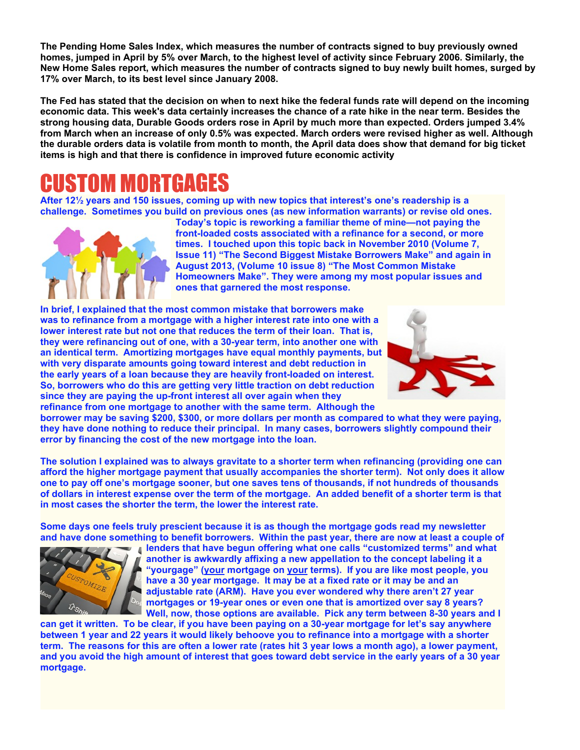**The Pending Home Sales Index, which measures the number of contracts signed to buy previously owned homes, jumped in April by 5% over March, to the highest level of activity since February 2006. Similarly, the New Home Sales report, which measures the number of contracts signed to buy newly built homes, surged by 17% over March, to its best level since January 2008.**

**The Fed has stated that the decision on when to next hike the federal funds rate will depend on the incoming economic data. This week's data certainly increases the chance of a rate hike in the near term. Besides the strong housing data, Durable Goods orders rose in April by much more than expected. Orders jumped 3.4% from March when an increase of only 0.5% was expected. March orders were revised higher as well. Although the durable orders data is volatile from month to month, the April data does show that demand for big ticket items is high and that there is confidence in improved future economic activity**

# CUSTOM MORTGAGES

**After 12½ years and 150 issues, coming up with new topics that interest's one's readership is a challenge. Sometimes you build on previous ones (as new information warrants) or revise old ones. Today's topic is reworking a familiar theme of mine—not paying the front-loaded costs associated with a refinance for a second, or more times. I touched upon this topic back in November 2010 (Volume 7, Issue 11) "The Second Biggest Mistake Borrowers Make" and again in August 2013, (Volume 10 issue 8) "The Most Common Mistake Homeowners Make". They were among my most popular issues and ones that garnered the most response.**

**In brief, I explained that the most common mistake that borrowers make was to refinance from a mortgage with a higher interest rate into one with a lower interest rate but not one that reduces the term of their loan. That is, they were refinancing out of one, with a 30-year term, into another one with an identical term. Amortizing mortgages have equal monthly payments, but with very disparate amounts going toward interest and debt reduction in the early years of a loan because they are heavily front-loaded on interest. So, borrowers who do this are getting very little traction on debt reduction since they are paying the up-front interest all over again when they refinance from one mortgage to another with the same term. Although the borrower may be saving $200, $300, or more dollars per month as compared to what they were paying, they have done nothing to reduce their principal. In many cases, borrowers slightly compound their error by financing the cost of the new mortgage into the loan.**

**The solution I explained was to always gravitate to a shorter term when refinancing (providing one can afford the higher mortgage payment that usually accompanies the shorter term). Not only does it allow one to pay off one's mortgage sooner, but one saves tens of thousands, if not hundreds of thousands of dollars in interest expense over the term of the mortgage. An added benefit of a shorter term is that in most cases the shorter the term, the lower the interest rate.**

**Some days one feels truly prescient because it is as though the mortgage gods read my newsletter and have done something to benefit borrowers. Within the past year, there are now at least a couple of lenders that have begun offering what one calls "customized terms" and what another is awkwardly affixing a new appellation to the concept labeling it a "yourgage" (your mortgage on your terms). If you are like most people, you have a 30 year mortgage. It may be at a fixed rate or it may be and an adjustable rate (ARM). Have you ever wondered why there aren't 27 year mortgages or 19-year ones or even one that is amortized over say 8 years? Well, now, those options are available. Pick any term between 8-30 years and I can get it written. To be clear, if you have been paying on a 30-year mortgage for let's say anywhere between 1 year and 22 years it would likely behoove you to refinance into a mortgage with a shorter term. The reasons for this are often a lower rate (rates hit 3 year lows a month ago), a lower payment, and you avoid the high amount of interest that goes toward debt service in the early years of a 30 year mortgage.**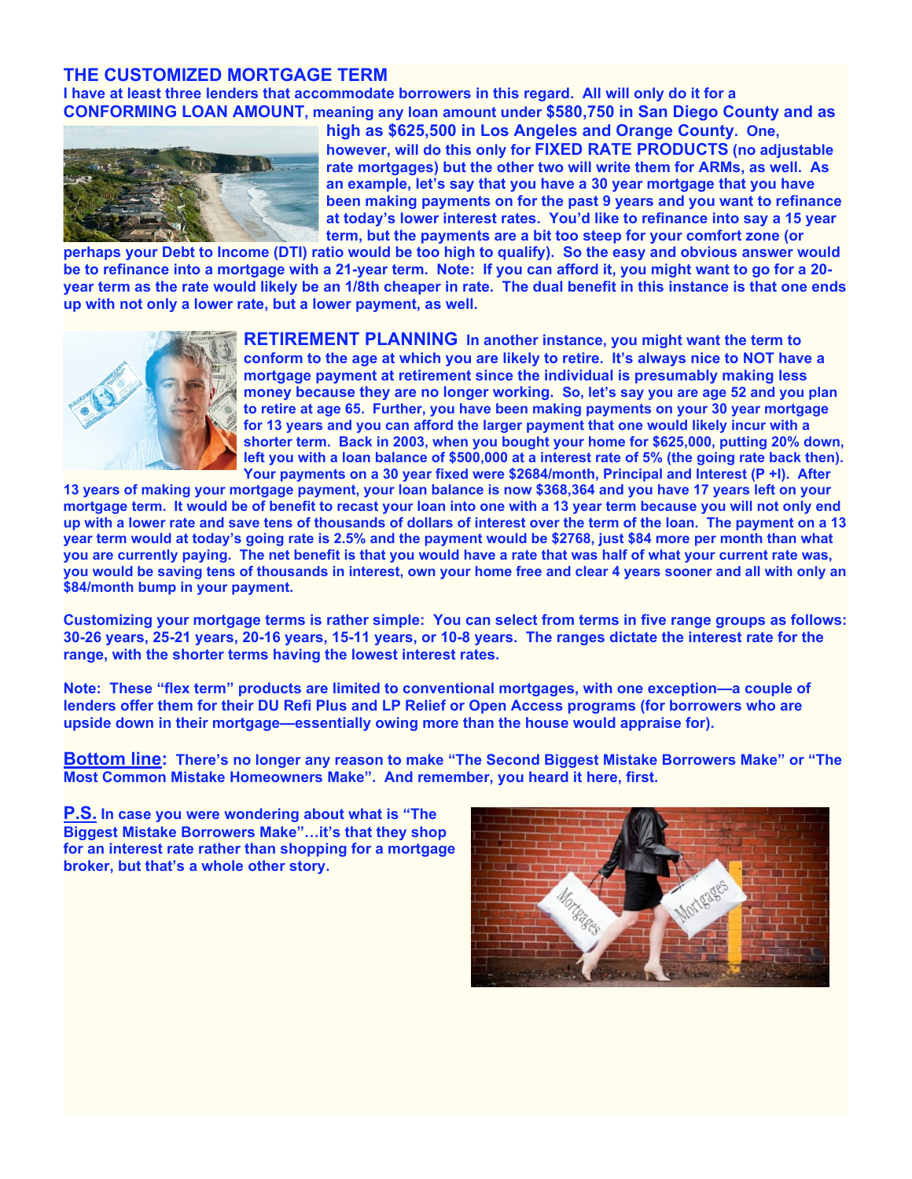## THE CUSTOMIZED MORTGAGE TERM

**I have at least three lenders that accommodate borrowers in this regard. All will only do it for a CONFORMING LOAN AMOUNT, meaning any loan amount under $580,750 in San Diego County and as high as $625,500 in Los Angeles and Orange County. One, however, will do this only for FIXED RATE PRODUCTS (no adjustable rate mortgages) but the other two will write them for ARMs, as well. As an example, let's say that you have a 30 year mortgage that you have been making payments on for the past 9 years and you want to refinance at today's lower interest rates. You'd like to refinance into say a 15 year term, but the payments are a bit too steep for your comfort zone (or perhaps your Debt to Income (DTI) ratio would be too high to qualify). So the easy and obvious answer would be to refinance into a mortgage with a 21-year term. Note: If you can afford it, you might want to go for a 20-year term as the rate would likely be an 1/8th cheaper in rate. The dual benefit in this instance is that one ends up with not only a lower rate, but a lower payment, as well.**

**RETIREMENT PLANNING** **In another instance, you might want the term to conform to the age at which you are likely to retire. It's always nice to NOT have a mortgage payment at retirement since the individual is presumably making less money because they are no longer working. So, let's say you are age 52 and you plan to retire at age 65. Further, you have been making payments on your 30 year mortgage for 13 years and you can afford the larger payment that one would likely incur with a shorter term. Back in 2003, when you bought your home for $625,000, putting 20% down, left you with a loan balance of $500,000 at a interest rate of 5% (the going rate back then). Your payments on a 30 year fixed were $2684/month, Principal and Interest (P +I). After 13 years of making your mortgage payment, your loan balance is now $368,364 and you have 17 years left on your mortgage term. It would be of benefit to recast your loan into one with a 13 year term because you will not only end up with a lower rate and save tens of thousands of dollars of interest over the term of the loan. The payment on a 13 year term would at today's going rate is 2.5% and the payment would be $2768, just $84 more per month than what you are currently paying. The net benefit is that you would have a rate that was half of what your current rate was, you would be saving tens of thousands in interest, own your home free and clear 4 years sooner and all with only an $84/month bump in your payment.**

**Customizing your mortgage terms is rather simple: You can select from terms in five range groups as follows: 30-26 years, 25-21 years, 20-16 years, 15-11 years, or 10-8 years. The ranges dictate the interest rate for the range, with the shorter terms having the lowest interest rates.**

**Note: These "flex term" products are limited to conventional mortgages, with one exception—a couple of lenders offer them for their DU Refi Plus and LP Relief or Open Access programs (for borrowers who are upside down in their mortgage—essentially owing more than the house would appraise for).**

**Bottom line: There's no longer any reason to make "The Second Biggest Mistake Borrowers Make" or "The Most Common Mistake Homeowners Make". And remember, you heard it here, first.**

**P.S. In case you were wondering about what is "The Biggest Mistake Borrowers Make"…it's that they shop for an interest rate rather than shopping for a mortgage broker, but that's a whole other story.**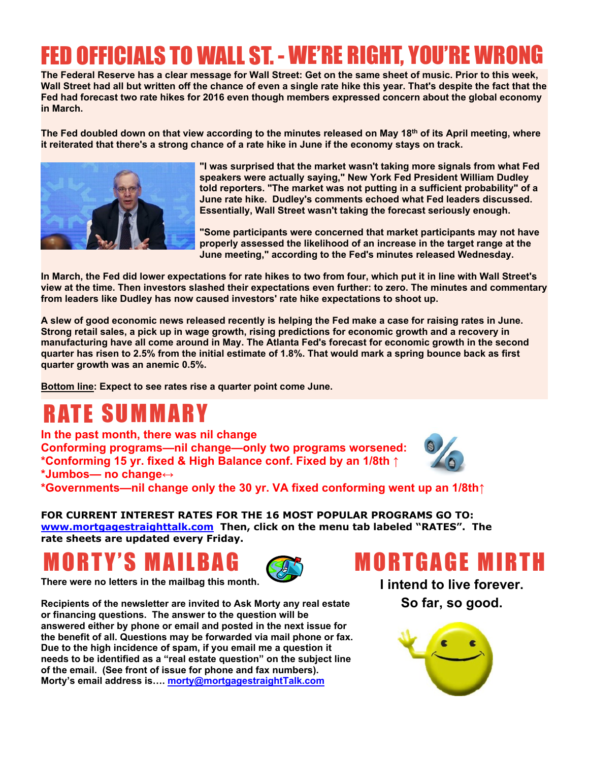# FED OFFICIALS TO WALL ST. - WE'RE RIGHT, YOU'RE WRONG

**The Federal Reserve has a clear message for Wall Street: Get on the same sheet of music. Prior to this week, Wall Street had all but written off the chance of even a single rate hike this year. That's despite the fact that the Fed had forecast two rate hikes for 2016 even though members expressed concern about the global economy in March.**

**The Fed doubled down on that view according to the minutes released on May 18th of its April meeting, where it reiterated that there's a strong chance of a rate hike in June if the economy stays on track.**

**"I was surprised that the market wasn't taking more signals from what Fed speakers were actually saying," New York Fed President William Dudley told reporters. "The market was not putting in a sufficient probability" of a June rate hike. Dudley's comments echoed what Fed leaders discussed. Essentially, Wall Street wasn't taking the forecast seriously enough.**

**"Some participants were concerned that market participants may not have properly assessed the likelihood of an increase in the target range at the June meeting," according to the Fed's minutes released Wednesday.**

**In March, the Fed did lower expectations for rate hikes to two from four, which put it in line with Wall Street's view at the time. Then investors slashed their expectations even further: to zero. The minutes and commentary from leaders like Dudley has now caused investors' rate hike expectations to shoot up.**

**A slew of good economic news released recently is helping the Fed make a case for raising rates in June. Strong retail sales, a pick up in wage growth, rising predictions for economic growth and a recovery in manufacturing have all come around in May. The Atlanta Fed's forecast for economic growth in the second quarter has risen to 2.5% from the initial estimate of 1.8%. That would mark a spring bounce back as first quarter growth was an anemic 0.5%.**

**Bottom line: Expect to see rates rise a quarter point come June.**

# RATE SUMMARY

**In the past month, there was nil change**
**Conforming programs—nil change—only two programs worsened:**
**\*Conforming 15 yr. fixed & High Balance conf. Fixed by an 1/8th ↑**
**\*Jumbos— no change↔**
**\*Governments—nil change only the 30 yr. VA fixed conforming went up an 1/8th↑**

**FOR CURRENT INTEREST RATES FOR THE 16 MOST POPULAR PROGRAMS GO TO: www.mortgagestraighttalk.com Then, click on the menu tab labeled "RATES". The rate sheets are updated every Friday.**

# MORTY'S MAILBAG

**There were no letters in the mailbag this month.**

**Recipients of the newsletter are invited to Ask Morty any real estate or financing questions. The answer to the question will be answered either by phone or email and posted in the next issue for the benefit of all. Questions may be forwarded via mail phone or fax. Due to the high incidence of spam, if you email me a question it needs to be identified as a "real estate question" on the subject line of the email. (See front of issue for phone and fax numbers). Morty's email address is…. morty@mortgagestraightTalk.com**

# MORTGAGE MIRTH

**I intend to live forever.**
**So far, so good.**